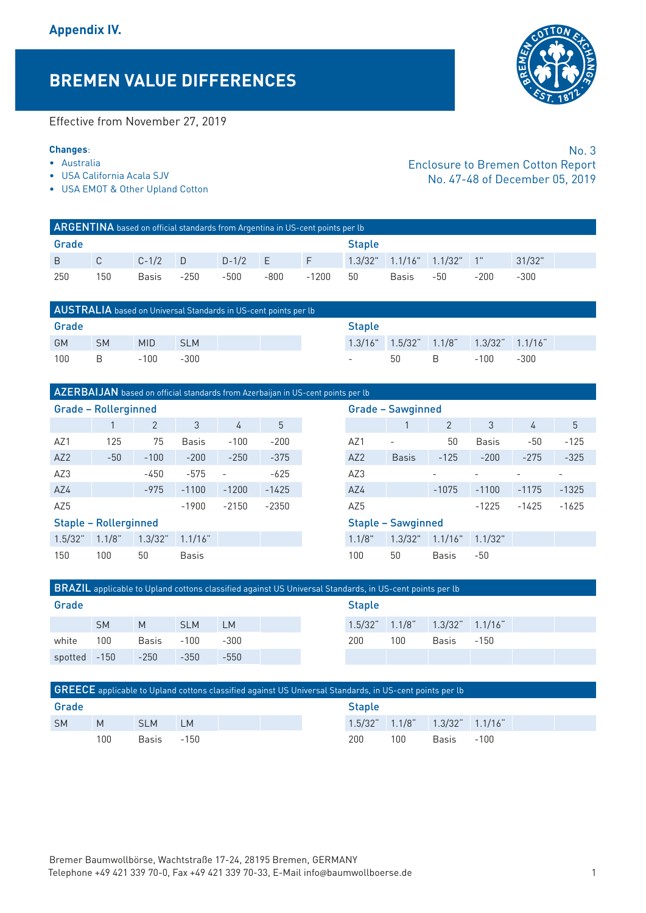Appendix IV.

# BREMEN VALUE DIFFERENCES

Effective from November 27, 2019

**Changes**:

- Australia
- USA California Acala SJV
- USA EMOT & Other Upland Cotton

No. 3
Enclosure to Bremen Cotton Report
No. 47-48 of December 05, 2019

## ARGENTINA based on official standards from Argentina in US-cent points per lb

**Grade**

| B | C | C-1/2 | D | D-1/2 | E | F |
|---|---|---|---|---|---|---|
| 250 | 150 | Basis | -250 | -500 | -800 | -1200 |

**Staple**

| 1.3/32" | 1.1/16" | 1.1/32" | 1" | 31/32" |
|---|---|---|---|---|
| 50 | Basis | -50 | -200 | -300 |

## AUSTRALIA based on Universal Standards in US-cent points per lb

**Grade**

| GM | SM | MID | SLM |
|---|---|---|---|
| 100 | B | -100 | -300 |

**Staple**

| 1.3/16" | 1.5/32" | 1.1/8" | 1.3/32" | 1.1/16" |
|---|---|---|---|---|
| - | 50 | B | -100 | -300 |

## AZERBAIJAN based on official standards from Azerbaijan in US-cent points per lb

**Grade – Rollerginned**

| | 1 | 2 | 3 | 4 | 5 |
|---|---|---|---|---|---|
| AZ1 | 125 | 75 | Basis | -100 | -200 |
| AZ2 | -50 | -100 | -200 | -250 | -375 |
| AZ3 | | -450 | -575 | - | -625 |
| AZ4 | | -975 | -1100 | -1200 | -1425 |
| AZ5 | | | -1900 | -2150 | -2350 |

**Grade – Sawginned**

| | 1 | 2 | 3 | 4 | 5 |
|---|---|---|---|---|---|
| AZ1 | - | 50 | Basis | -50 | -125 |
| AZ2 | Basis | -125 | -200 | -275 | -325 |
| AZ3 | | - | - | - | - |
| AZ4 | | -1075 | -1100 | -1175 | -1325 |
| AZ5 | | | -1225 | -1425 | -1625 |

**Staple – Rollerginned**

| 1.5/32" | 1.1/8" | 1.3/32" | 1.1/16" |
|---|---|---|---|
| 150 | 100 | 50 | Basis |

**Staple – Sawginned**

| 1.1/8" | 1.3/32" | 1.1/16" | 1.1/32" |
|---|---|---|---|
| 100 | 50 | Basis | -50 |

## BRAZIL applicable to Upland cottons classified against US Universal Standards, in US-cent points per lb

**Grade**

| | SM | M | SLM | LM |
|---|---|---|---|---|
| white | 100 | Basis | -100 | -300 |
| spotted | -150 | -250 | -350 | -550 |

**Staple**

| 1.5/32" | 1.1/8" | 1.3/32" | 1.1/16" |
|---|---|---|---|
| 200 | 100 | Basis | -150 |

## GREECE applicable to Upland cottons classified against US Universal Standards, in US-cent points per lb

**Grade**

| SM | M | SLM | LM |
|---|---|---|---|
| | 100 | Basis | -150 |

**Staple**

| 1.5/32" | 1.1/8" | 1.3/32" | 1.1/16" |
|---|---|---|---|
| 200 | 100 | Basis | -100 |

Bremer Baumwollbörse, Wachtstraße 17-24, 28195 Bremen, GERMANY
Telephone +49 421 339 70-0, Fax +49 421 339 70-33, E-Mail info@baumwollboerse.de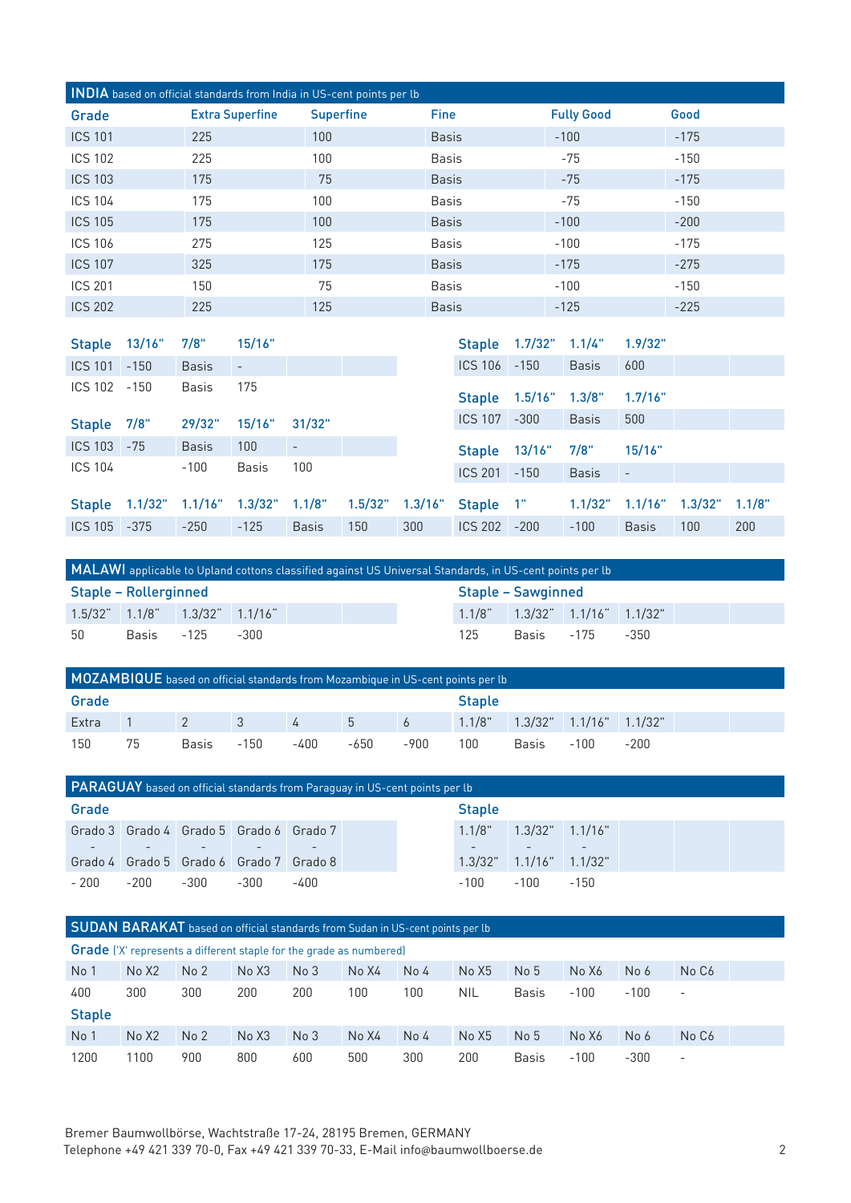## INDIA based on official standards from India in US-cent points per lb

| Grade | Extra Superfine | Superfine | Fine | Fully Good | Good |
|---|---|---|---|---|---|
| ICS 101 | 225 | 100 | Basis | -100 | -175 |
| ICS 102 | 225 | 100 | Basis | -75 | -150 |
| ICS 103 | 175 | 75 | Basis | -75 | -175 |
| ICS 104 | 175 | 100 | Basis | -75 | -150 |
| ICS 105 | 175 | 100 | Basis | -100 | -200 |
| ICS 106 | 275 | 125 | Basis | -100 | -175 |
| ICS 107 | 325 | 175 | Basis | -175 | -275 |
| ICS 201 | 150 | 75 | Basis | -100 | -150 |
| ICS 202 | 225 | 125 | Basis | -125 | -225 |

| Staple | 13/16" | 7/8" | 15/16" |
|---|---|---|---|
| ICS 101 | -150 | Basis | - |
| ICS 102 | -150 | Basis | 175 |

| Staple | 7/8" | 29/32" | 15/16" | 31/32" |
|---|---|---|---|---|
| ICS 103 | -75 | Basis | 100 | - |
| ICS 104 | | -100 | Basis | 100 |

| Staple | 1.1/32" | 1.1/16" | 1.3/32" | 1.1/8" | 1.5/32" | 1.3/16" |
|---|---|---|---|---|---|---|
| ICS 105 | -375 | -250 | -125 | Basis | 150 | 300 |

| Staple | 1.7/32" | 1.1/4" | 1.9/32" |
|---|---|---|---|
| ICS 106 | -150 | Basis | 600 |

| Staple | 1.5/16" | 1.3/8" | 1.7/16" |
|---|---|---|---|
| ICS 107 | -300 | Basis | 500 |

| Staple | 13/16" | 7/8" | 15/16" |
|---|---|---|---|
| ICS 201 | -150 | Basis | - |

| Staple | 1" | 1.1/32" | 1.1/16" | 1.3/32" | 1.1/8" |
|---|---|---|---|---|---|
| ICS 202 | -200 | -100 | Basis | 100 | 200 |

## MALAWI applicable to Upland cottons classified against US Universal Standards, in US-cent points per lb

**Staple – Rollerginned**

| 1.5/32" | 1.1/8" | 1.3/32" | 1.1/16" |
|---|---|---|---|
| 50 | Basis | -125 | -300 |

**Staple – Sawginned**

| 1.1/8" | 1.3/32" | 1.1/16" | 1.1/32" |
|---|---|---|---|
| 125 | Basis | -175 | -350 |

## MOZAMBIQUE based on official standards from Mozambique in US-cent points per lb

**Grade**

| Extra | 1 | 2 | 3 | 4 | 5 | 6 |
|---|---|---|---|---|---|---|
| 150 | 75 | Basis | -150 | -400 | -650 | -900 |

**Staple**

| 1.1/8" | 1.3/32" | 1.1/16" | 1.1/32" |
|---|---|---|---|
| 100 | Basis | -100 | -200 |

## PARAGUAY based on official standards from Paraguay in US-cent points per lb

**Grade**

| Grado 3 - Grado 4 | Grado 4 - Grado 5 | Grado 5 - Grado 6 | Grado 6 - Grado 7 | Grado 7 - Grado 8 |
|---|---|---|---|---|
| - 200 | -200 | -300 | -300 | -400 |

**Staple**

| 1.1/8" - 1.3/32" | 1.3/32" - 1.1/16" | 1.1/16" - 1.1/32" |
|---|---|---|
| -100 | -100 | -150 |

## SUDAN BARAKAT based on official standards from Sudan in US-cent points per lb

**Grade** ('X' represents a different staple for the grade as numbered)

| No 1 | No X2 | No 2 | No X3 | No 3 | No X4 | No 4 | No X5 | No 5 | No X6 | No 6 | No C6 |
|---|---|---|---|---|---|---|---|---|---|---|---|
| 400 | 300 | 300 | 200 | 200 | 100 | 100 | NIL | Basis | -100 | -100 | - |

**Staple**

| No 1 | No X2 | No 2 | No X3 | No 3 | No X4 | No 4 | No X5 | No 5 | No X6 | No 6 | No C6 |
|---|---|---|---|---|---|---|---|---|---|---|---|
| 1200 | 1100 | 900 | 800 | 600 | 500 | 300 | 200 | Basis | -100 | -300 | - |

Bremer Baumwollbörse, Wachtstraße 17-24, 28195 Bremen, GERMANY
Telephone +49 421 339 70-0, Fax +49 421 339 70-33, E-Mail info@baumwollboerse.de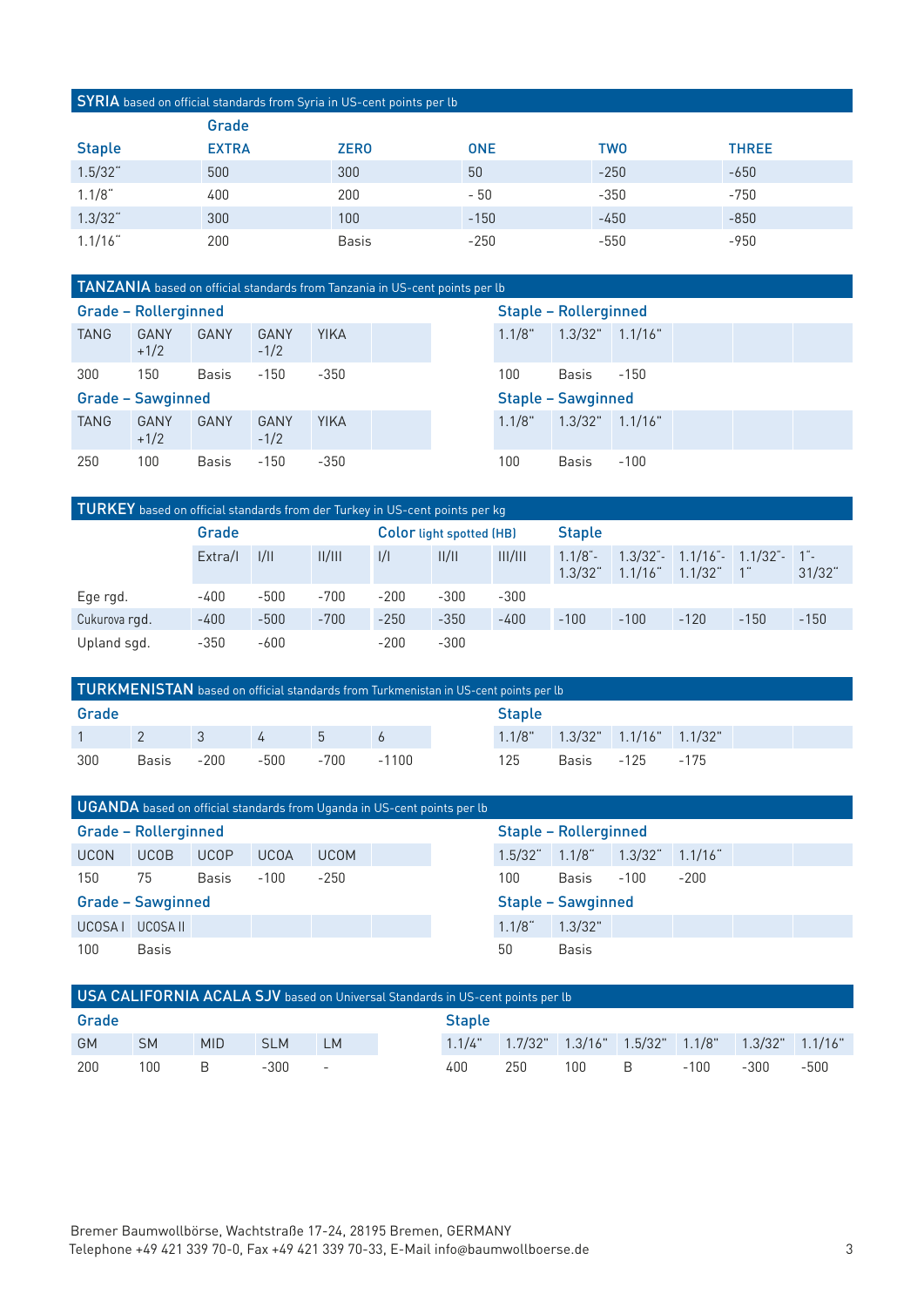## SYRIA based on official standards from Syria in US-cent points per lb

| Staple | Grade EXTRA | ZERO | ONE | TWO | THREE |
|---|---|---|---|---|---|
| 1.5/32" | 500 | 300 | 50 | -250 | -650 |
| 1.1/8" | 400 | 200 | - 50 | -350 | -750 |
| 1.3/32" | 300 | 100 | -150 | -450 | -850 |
| 1.1/16" | 200 | Basis | -250 | -550 | -950 |

## TANZANIA based on official standards from Tanzania in US-cent points per lb

**Grade – Rollerginned**

| TANG | GANY +1/2 | GANY | GANY -1/2 | YIKA |
|---|---|---|---|---|
| 300 | 150 | Basis | -150 | -350 |

**Grade – Sawginned**

| TANG | GANY +1/2 | GANY | GANY -1/2 | YIKA |
|---|---|---|---|---|
| 250 | 100 | Basis | -150 | -350 |

**Staple – Rollerginned**

| 1.1/8" | 1.3/32" | 1.1/16" |
|---|---|---|
| 100 | Basis | -150 |

**Staple – Sawginned**

| 1.1/8" | 1.3/32" | 1.1/16" |
|---|---|---|
| 100 | Basis | -100 |

## TURKEY based on official standards from der Turkey in US-cent points per kg

| | Grade | | | Color light spotted (HB) | | | Staple | | | | |
|---|---|---|---|---|---|---|---|---|---|---|---|
| | Extra/I | I/II | II/III | I/I | II/II | III/III | 1.1/8"-1.3/32" | 1.3/32"-1.1/16" | 1.1/16"-1.1/32" | 1.1/32"-1" | 1"-31/32" |
| Ege rgd. | -400 | -500 | -700 | -200 | -300 | -300 | | | | | |
| Cukurova rgd. | -400 | -500 | -700 | -250 | -350 | -400 | -100 | -100 | -120 | -150 | -150 |
| Upland sgd. | -350 | -600 | | -200 | -300 | | | | | | |

## TURKMENISTAN based on official standards from Turkmenistan in US-cent points per lb

**Grade**

| 1 | 2 | 3 | 4 | 5 | 6 |
|---|---|---|---|---|---|
| 300 | Basis | -200 | -500 | -700 | -1100 |

**Staple**

| 1.1/8" | 1.3/32" | 1.1/16" | 1.1/32" |
|---|---|---|---|
| 125 | Basis | -125 | -175 |

## UGANDA based on official standards from Uganda in US-cent points per lb

**Grade – Rollerginned**

| UCON | UCOB | UCOP | UCOA | UCOM |
|---|---|---|---|---|
| 150 | 75 | Basis | -100 | -250 |

**Grade – Sawginned**

| UCOSA I | UCOSA II |
|---|---|
| 100 | Basis |

**Staple – Rollerginned**

| 1.5/32" | 1.1/8" | 1.3/32" | 1.1/16" |
|---|---|---|---|
| 100 | Basis | -100 | -200 |

**Staple – Sawginned**

| 1.1/8" | 1.3/32" |
|---|---|
| 50 | Basis |

## USA CALIFORNIA ACALA SJV based on Universal Standards in US-cent points per lb

**Grade**

| GM | SM | MID | SLM | LM |
|---|---|---|---|---|
| 200 | 100 | B | -300 | - |

**Staple**

| 1.1/4" | 1.7/32" | 1.3/16" | 1.5/32" | 1.1/8" | 1.3/32" | 1.1/16" |
|---|---|---|---|---|---|---|
| 400 | 250 | 100 | B | -100 | -300 | -500 |

Bremer Baumwollbörse, Wachtstraße 17-24, 28195 Bremen, GERMANY
Telephone +49 421 339 70-0, Fax +49 421 339 70-33, E-Mail info@baumwollboerse.de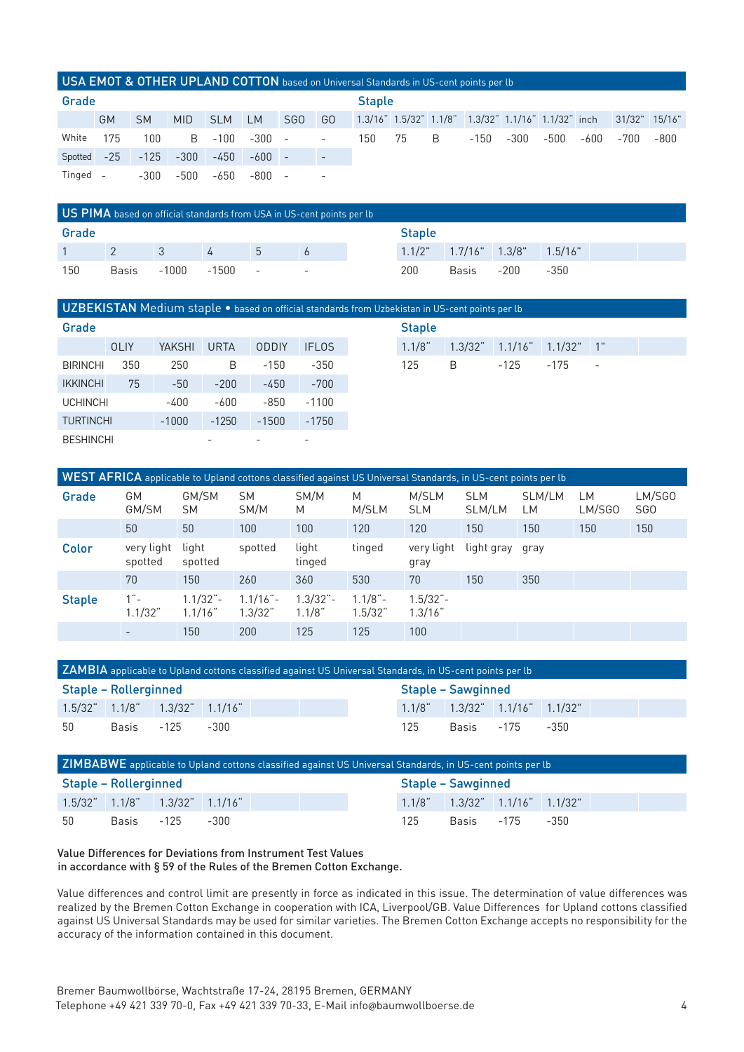## USA EMOT & OTHER UPLAND COTTON based on Universal Standards in US-cent points per lb

| Grade | GM | SM | MID | SLM | LM | SGO | GO |
|---|---|---|---|---|---|---|---|
| White | 175 | 100 | B | -100 | -300 | - | - |
| Spotted | -25 | -125 | -300 | -450 | -600 | - | - |
| Tinged | - | -300 | -500 | -650 | -800 | - | - |

| Staple | 1.3/16" | 1.5/32" | 1.1/8" | 1.3/32" | 1.1/16" | 1.1/32" | inch | 31/32" | 15/16" |
|---|---|---|---|---|---|---|---|---|---|
| | 150 | 75 | B | -150 | -300 | -500 | -600 | -700 | -800 |

## US PIMA based on official standards from USA in US-cent points per lb

| Grade | 1 | 2 | 3 | 4 | 5 | 6 |
|---|---|---|---|---|---|---|
| | 150 | Basis | -1000 | -1500 | - | - |

| Staple | 1.1/2" | 1.7/16" | 1.3/8" | 1.5/16" |
|---|---|---|---|---|
| | 200 | Basis | -200 | -350 |

## UZBEKISTAN Medium staple • based on official standards from Uzbekistan in US-cent points per lb

| Grade | OLIY | YAKSHI | URTA | ODDIY | IFLOS |
|---|---|---|---|---|---|
| BIRINCHI | 350 | 250 | B | -150 | -350 |
| IKKINCHI | 75 | -50 | -200 | -450 | -700 |
| UCHINCHI | | -400 | -600 | -850 | -1100 |
| TURTINCHI | | -1000 | -1250 | -1500 | -1750 |
| BESHINCHI | | | - | - | - |

| Staple | 1.1/8" | 1.3/32" | 1.1/16" | 1.1/32" | 1" |
|---|---|---|---|---|---|
| | 125 | B | -125 | -175 | - |

## WEST AFRICA applicable to Upland cottons classified against US Universal Standards, in US-cent points per lb

| Grade | GM GM/SM | GM/SM SM | SM SM/M | SM/M M | M M/SLM | M/SLM SLM | SLM SLM/LM | SLM/LM LM | LM LM/SGO | LM/SGO SGO |
|---|---|---|---|---|---|---|---|---|---|---|
| | 50 | 50 | 100 | 100 | 120 | 120 | 150 | 150 | 150 | 150 |
| **Color** | very light spotted | light spotted | spotted | light tinged | tinged | very light gray | light gray | gray | | |
| | 70 | 150 | 260 | 360 | 530 | 70 | 150 | 350 | | |
| **Staple** | 1"-1.1/32" | 1.1/32"-1.1/16" | 1.1/16"-1.3/32" | 1.3/32"-1.1/8" | 1.1/8"-1.5/32" | 1.5/32"-1.3/16" | | | | |
| | - | 150 | 200 | 125 | 125 | 100 | | | | |

## ZAMBIA applicable to Upland cottons classified against US Universal Standards, in US-cent points per lb

**Staple – Rollerginned**

| 1.5/32" | 1.1/8" | 1.3/32" | 1.1/16" |
|---|---|---|---|
| 50 | Basis | -125 | -300 |

**Staple – Sawginned**

| 1.1/8" | 1.3/32" | 1.1/16" | 1.1/32" |
|---|---|---|---|
| 125 | Basis | -175 | -350 |

## ZIMBABWE applicable to Upland cottons classified against US Universal Standards, in US-cent points per lb

**Staple – Rollerginned**

| 1.5/32" | 1.1/8" | 1.3/32" | 1.1/16" |
|---|---|---|---|
| 50 | Basis | -125 | -300 |

**Staple – Sawginned**

| 1.1/8" | 1.3/32" | 1.1/16" | 1.1/32" |
|---|---|---|---|
| 125 | Basis | -175 | -350 |

Value Differences for Deviations from Instrument Test Values
in accordance with § 59 of the Rules of the Bremen Cotton Exchange.

Value differences and control limit are presently in force as indicated in this issue. The determination of value differences was realized by the Bremen Cotton Exchange in cooperation with ICA, Liverpool/GB. Value Differences for Upland cottons classified against US Universal Standards may be used for similar varieties. The Bremen Cotton Exchange accepts no responsibility for the accuracy of the information contained in this document.

Bremer Baumwollbörse, Wachtstraße 17-24, 28195 Bremen, GERMANY
Telephone +49 421 339 70-0, Fax +49 421 339 70-33, E-Mail info@baumwollboerse.de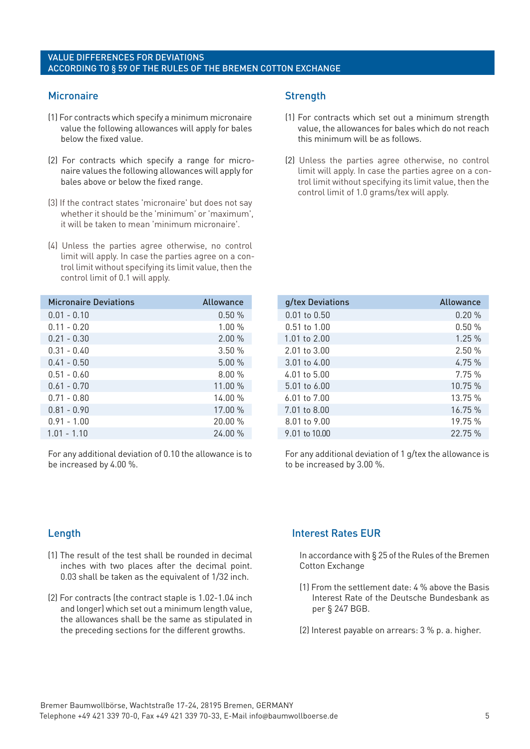## VALUE DIFFERENCES FOR DEVIATIONS ACCORDING TO § 59 OF THE RULES OF THE BREMEN COTTON EXCHANGE

### Micronaire

(1) For contracts which specify a minimum micronaire value the following allowances will apply for bales below the fixed value.

(2) For contracts which specify a range for micronaire values the following allowances will apply for bales above or below the fixed range.

(3) If the contract states 'micronaire' but does not say whether it should be the 'minimum' or 'maximum', it will be taken to mean 'minimum micronaire'.

(4) Unless the parties agree otherwise, no control limit will apply. In case the parties agree on a control limit without specifying its limit value, then the control limit of 0.1 will apply.

| Micronaire Deviations | Allowance |
|---|---|
| 0.01 - 0.10 | 0.50 % |
| 0.11 - 0.20 | 1.00 % |
| 0.21 - 0.30 | 2.00 % |
| 0.31 - 0.40 | 3.50 % |
| 0.41 - 0.50 | 5.00 % |
| 0.51 - 0.60 | 8.00 % |
| 0.61 - 0.70 | 11.00 % |
| 0.71 - 0.80 | 14.00 % |
| 0.81 - 0.90 | 17.00 % |
| 0.91 - 1.00 | 20.00 % |
| 1.01 - 1.10 | 24.00 % |

For any additional deviation of 0.10 the allowance is to be increased by 4.00 %.

### Strength

(1) For contracts which set out a minimum strength value, the allowances for bales which do not reach this minimum will be as follows.

(2) Unless the parties agree otherwise, no control limit will apply. In case the parties agree on a control limit without specifying its limit value, then the control limit of 1.0 grams/tex will apply.

| g/tex Deviations | Allowance |
|---|---|
| 0.01 to 0.50 | 0.20 % |
| 0.51 to 1.00 | 0.50 % |
| 1.01 to 2.00 | 1.25 % |
| 2.01 to 3.00 | 2.50 % |
| 3.01 to 4.00 | 4.75 % |
| 4.01 to 5.00 | 7.75 % |
| 5.01 to 6.00 | 10.75 % |
| 6.01 to 7.00 | 13.75 % |
| 7.01 to 8.00 | 16.75 % |
| 8.01 to 9.00 | 19.75 % |
| 9.01 to 10.00 | 22.75 % |

For any additional deviation of 1 g/tex the allowance is to be increased by 3.00 %.

### Length

(1) The result of the test shall be rounded in decimal inches with two places after the decimal point. 0.03 shall be taken as the equivalent of 1/32 inch.

(2) For contracts (the contract staple is 1.02-1.04 inch and longer) which set out a minimum length value, the allowances shall be the same as stipulated in the preceding sections for the different growths.

### Interest Rates EUR

In accordance with § 25 of the Rules of the Bremen Cotton Exchange

(1) From the settlement date: 4 % above the Basis Interest Rate of the Deutsche Bundesbank as per § 247 BGB.

(2) Interest payable on arrears: 3 % p. a. higher.

Bremer Baumwollbörse, Wachtstraße 17-24, 28195 Bremen, GERMANY
Telephone +49 421 339 70-0, Fax +49 421 339 70-33, E-Mail info@baumwollboerse.de